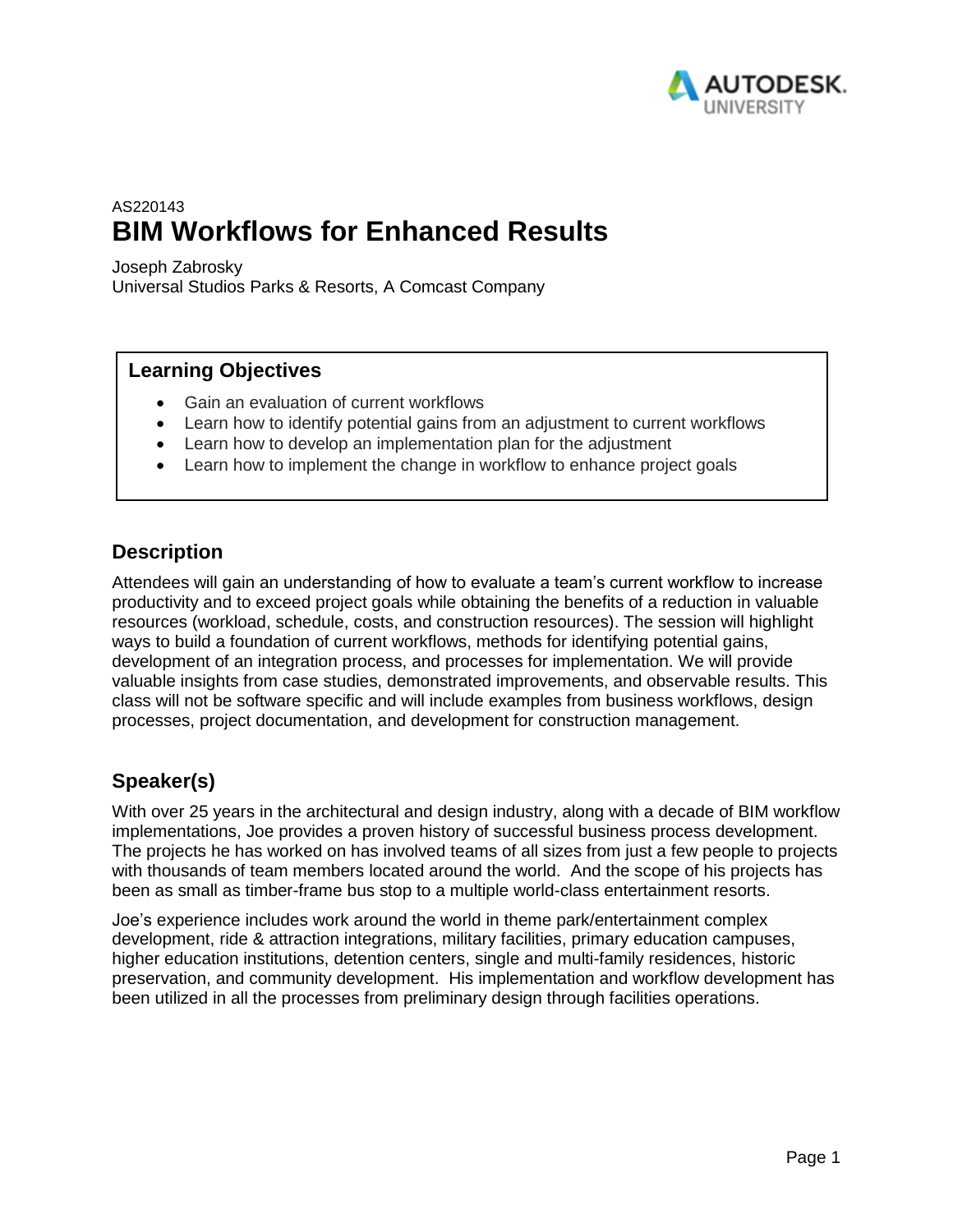AS220143

# BIM Workflows for Enhanced Results

Joseph Zabrosky
Universal Studios Parks & Resorts, A Comcast Company

## Learning Objectives

- Gain an evaluation of current workflows
- Learn how to identify potential gains from an adjustment to current workflows
- Learn how to develop an implementation plan for the adjustment
- Learn how to implement the change in workflow to enhance project goals

## Description

Attendees will gain an understanding of how to evaluate a team's current workflow to increase productivity and to exceed project goals while obtaining the benefits of a reduction in valuable resources (workload, schedule, costs, and construction resources). The session will highlight ways to build a foundation of current workflows, methods for identifying potential gains, development of an integration process, and processes for implementation. We will provide valuable insights from case studies, demonstrated improvements, and observable results. This class will not be software specific and will include examples from business workflows, design processes, project documentation, and development for construction management.

## Speaker(s)

With over 25 years in the architectural and design industry, along with a decade of BIM workflow implementations, Joe provides a proven history of successful business process development. The projects he has worked on has involved teams of all sizes from just a few people to projects with thousands of team members located around the world. And the scope of his projects has been as small as timber-frame bus stop to a multiple world-class entertainment resorts.

Joe's experience includes work around the world in theme park/entertainment complex development, ride & attraction integrations, military facilities, primary education campuses, higher education institutions, detention centers, single and multi-family residences, historic preservation, and community development. His implementation and workflow development has been utilized in all the processes from preliminary design through facilities operations.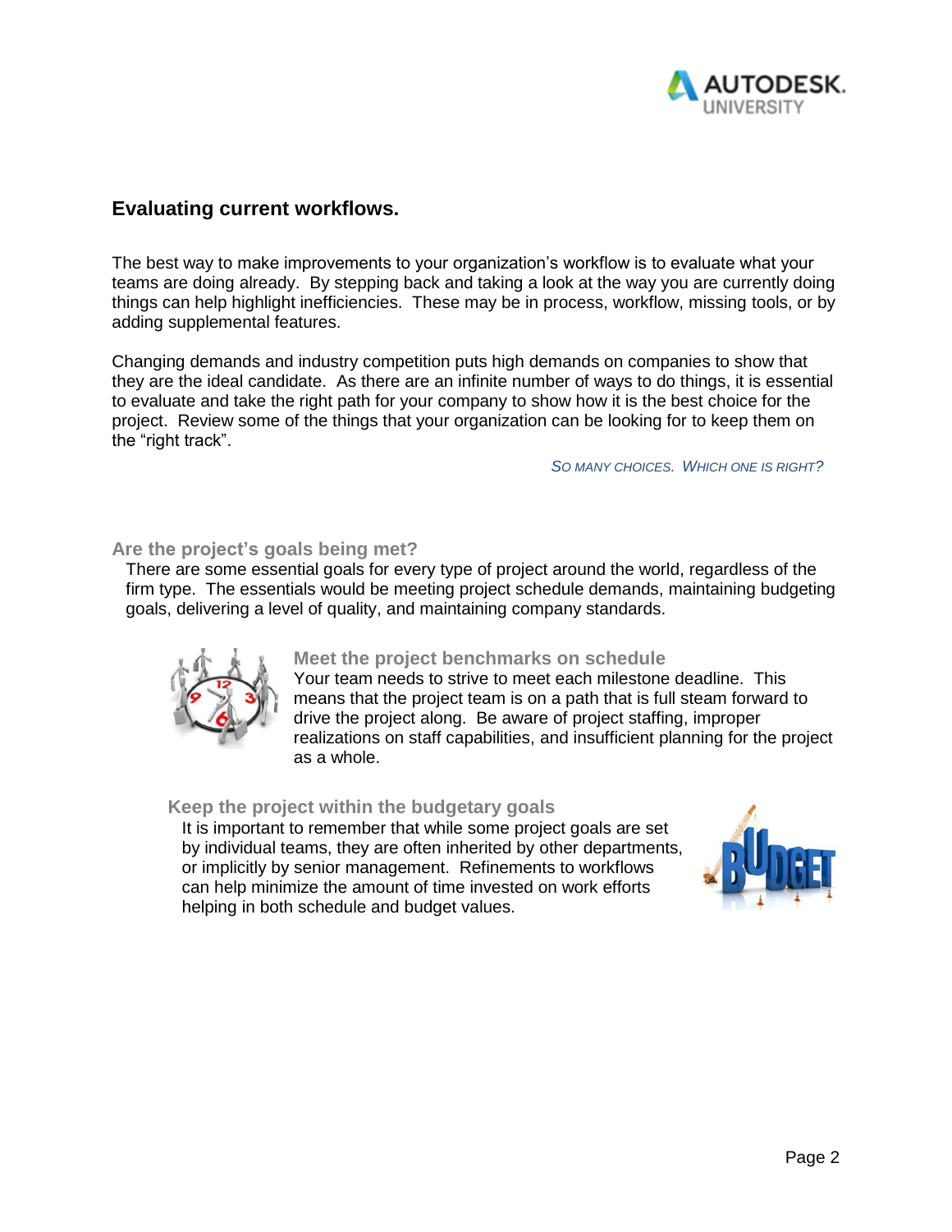## Evaluating current workflows.

The best way to make improvements to your organization's workflow is to evaluate what your teams are doing already. By stepping back and taking a look at the way you are currently doing things can help highlight inefficiencies. These may be in process, workflow, missing tools, or by adding supplemental features.

Changing demands and industry competition puts high demands on companies to show that they are the ideal candidate. As there are an infinite number of ways to do things, it is essential to evaluate and take the right path for your company to show how it is the best choice for the project. Review some of the things that your organization can be looking for to keep them on the "right track".

*SO MANY CHOICES. WHICH ONE IS RIGHT?*

### Are the project's goals being met?

There are some essential goals for every type of project around the world, regardless of the firm type. The essentials would be meeting project schedule demands, maintaining budgeting goals, delivering a level of quality, and maintaining company standards.

#### Meet the project benchmarks on schedule

Your team needs to strive to meet each milestone deadline. This means that the project team is on a path that is full steam forward to drive the project along. Be aware of project staffing, improper realizations on staff capabilities, and insufficient planning for the project as a whole.

#### Keep the project within the budgetary goals

It is important to remember that while some project goals are set by individual teams, they are often inherited by other departments, or implicitly by senior management. Refinements to workflows can help minimize the amount of time invested on work efforts helping in both schedule and budget values.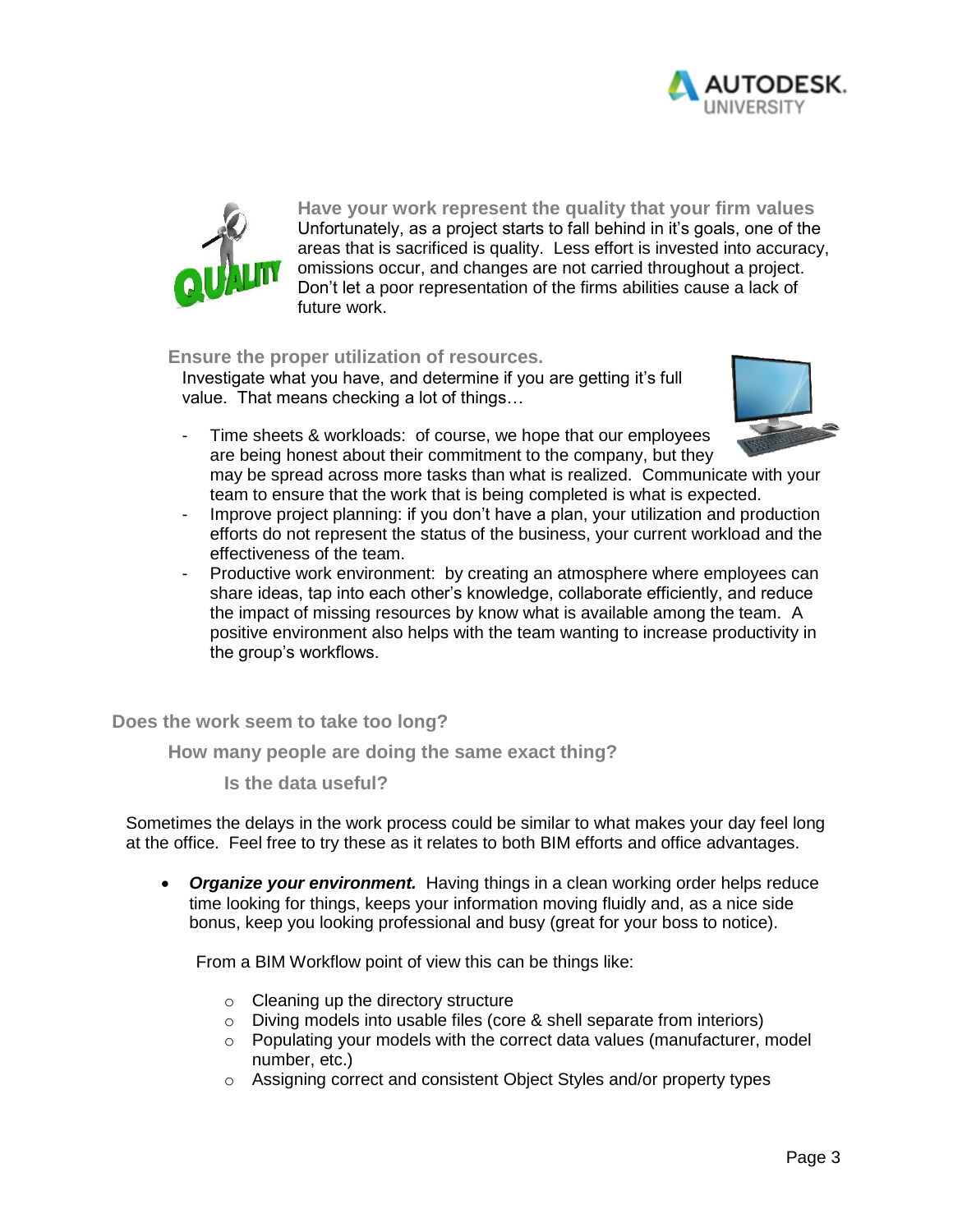### Have your work represent the quality that your firm values

Unfortunately, as a project starts to fall behind in it's goals, one of the areas that is sacrificed is quality. Less effort is invested into accuracy, omissions occur, and changes are not carried throughout a project. Don't let a poor representation of the firms abilities cause a lack of future work.

### Ensure the proper utilization of resources.

Investigate what you have, and determine if you are getting it's full value. That means checking a lot of things…

- Time sheets & workloads: of course, we hope that our employees are being honest about their commitment to the company, but they may be spread across more tasks than what is realized. Communicate with your team to ensure that the work that is being completed is what is expected.
- Improve project planning: if you don't have a plan, your utilization and production efforts do not represent the status of the business, your current workload and the effectiveness of the team.
- Productive work environment: by creating an atmosphere where employees can share ideas, tap into each other's knowledge, collaborate efficiently, and reduce the impact of missing resources by know what is available among the team. A positive environment also helps with the team wanting to increase productivity in the group's workflows.

## Does the work seem to take too long?

### How many people are doing the same exact thing?

#### Is the data useful?

Sometimes the delays in the work process could be similar to what makes your day feel long at the office. Feel free to try these as it relates to both BIM efforts and office advantages.

- ***Organize your environment.*** Having things in a clean working order helps reduce time looking for things, keeps your information moving fluidly and, as a nice side bonus, keep you looking professional and busy (great for your boss to notice).

  From a BIM Workflow point of view this can be things like:

  - Cleaning up the directory structure
  - Diving models into usable files (core & shell separate from interiors)
  - Populating your models with the correct data values (manufacturer, model number, etc.)
  - Assigning correct and consistent Object Styles and/or property types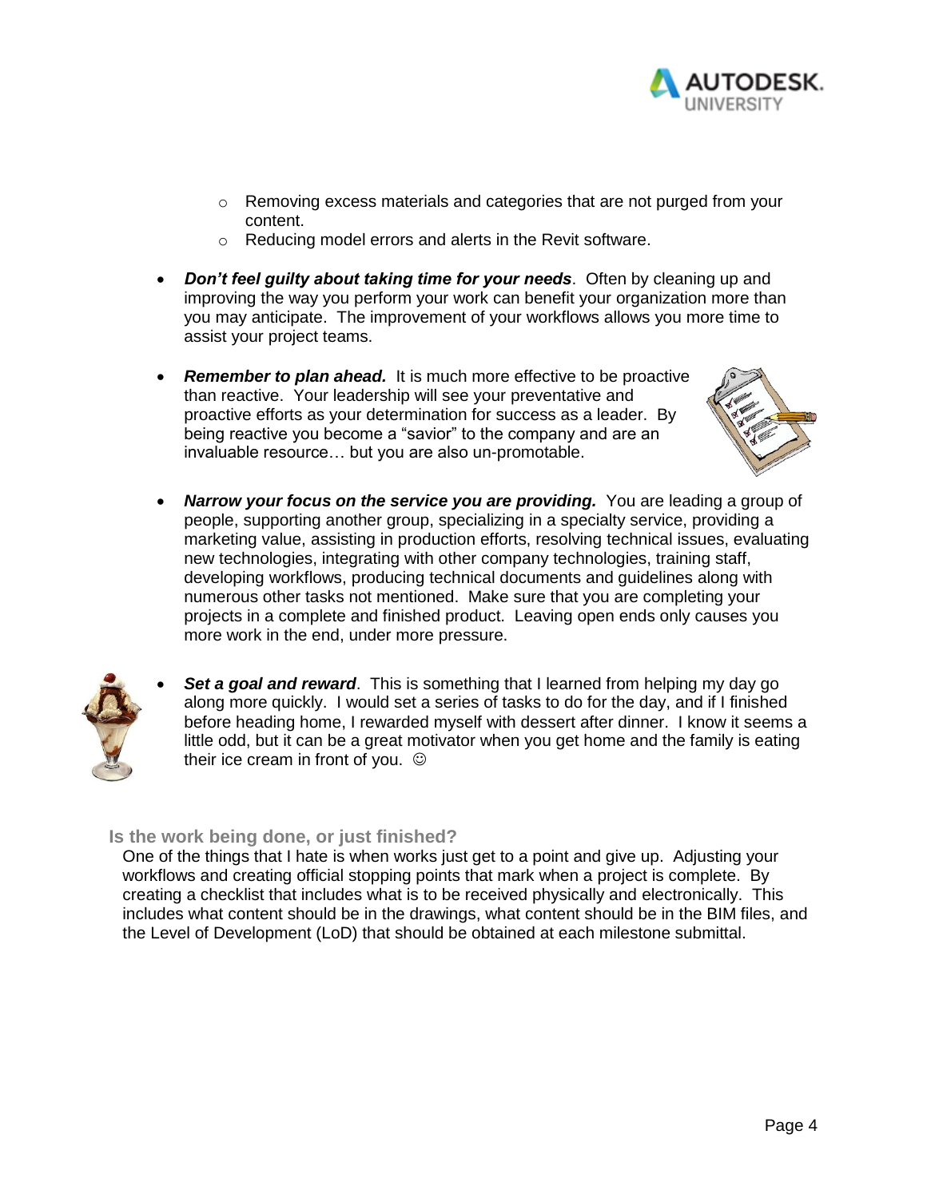- Removing excess materials and categories that are not purged from your content.
  - Reducing model errors and alerts in the Revit software.

- ***Don't feel guilty about taking time for your needs***. Often by cleaning up and improving the way you perform your work can benefit your organization more than you may anticipate. The improvement of your workflows allows you more time to assist your project teams.

- ***Remember to plan ahead.*** It is much more effective to be proactive than reactive. Your leadership will see your preventative and proactive efforts as your determination for success as a leader. By being reactive you become a "savior" to the company and are an invaluable resource… but you are also un-promotable.

- ***Narrow your focus on the service you are providing.*** You are leading a group of people, supporting another group, specializing in a specialty service, providing a marketing value, assisting in production efforts, resolving technical issues, evaluating new technologies, integrating with other company technologies, training staff, developing workflows, producing technical documents and guidelines along with numerous other tasks not mentioned. Make sure that you are completing your projects in a complete and finished product. Leaving open ends only causes you more work in the end, under more pressure.

- ***Set a goal and reward***. This is something that I learned from helping my day go along more quickly. I would set a series of tasks to do for the day, and if I finished before heading home, I rewarded myself with dessert after dinner. I know it seems a little odd, but it can be a great motivator when you get home and the family is eating their ice cream in front of you. ☺

### Is the work being done, or just finished?

One of the things that I hate is when works just get to a point and give up. Adjusting your workflows and creating official stopping points that mark when a project is complete. By creating a checklist that includes what is to be received physically and electronically. This includes what content should be in the drawings, what content should be in the BIM files, and the Level of Development (LoD) that should be obtained at each milestone submittal.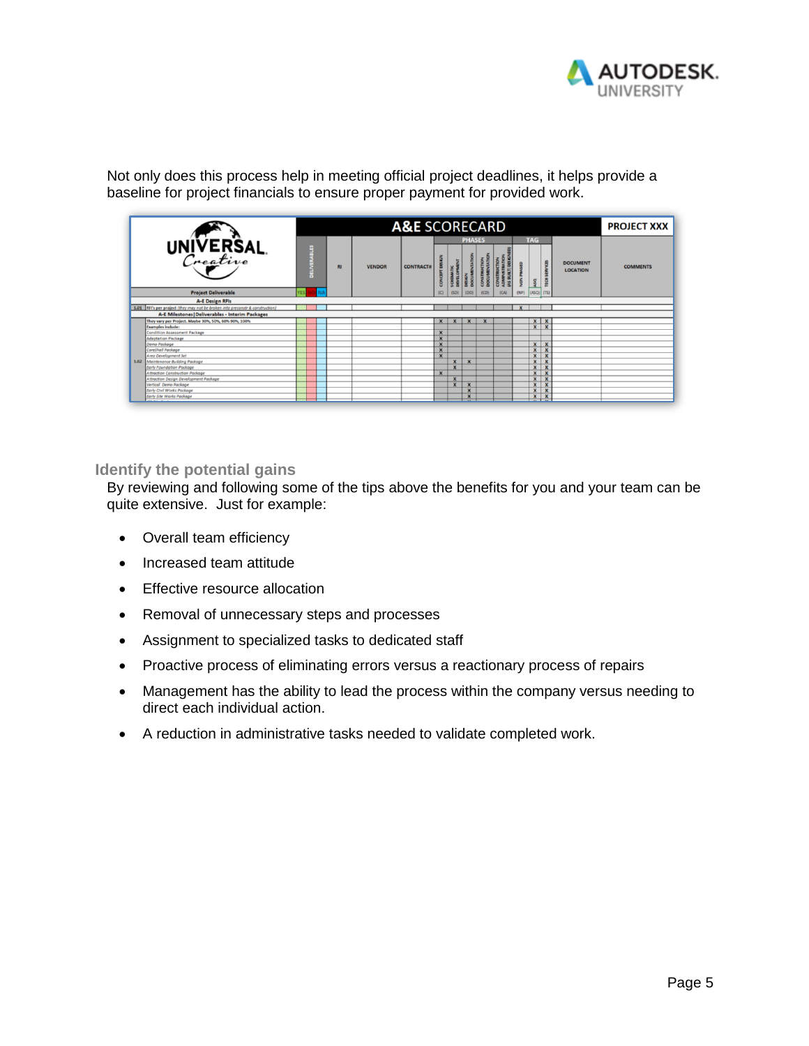Not only does this process help in meeting official project deadlines, it helps provide a baseline for project financials to ensure proper payment for provided work.

**UNIVERSAL Creative — A&E SCORECARD — PROJECT XXX**

| | Project Deliverable | YES | NO | NA | RI | VENDOR | CONTRACT# | CONCEPT DESIGN (C) | SCHEMATIC DEVELOPMENT (SD) | DESIGN DOCUMENTATION (DD) | CONSTRUCTION DOCUMENTATION (CD) | CONSTRUCTION ADMINISTRATION (AS BUILT DESIGNED) (CA) | NON PHASED (NP) | ASQ (ASQ) | TECH SERVICES (TS) | DOCUMENT LOCATION | COMMENTS |
|---|---|---|---|---|---|---|---|---|---|---|---|---|---|---|---|---|---|
| | **A-E Design RFIs** | | | | | | | | | | | | | | | | |
| 1.01 | RFI's per project (they may not be broken into precontr & construction) | | | | | | | | | | | | X | | | | |
| | **A-E Milestones \| Deliverables - Interim Packages** | | | | | | | | | | | | | | | | |
| 1.02 | They vary per Project. Maybe 30%, 50%, 60% 90%, 100% | | | | | | | X | X | X | X | | | X | X | | |
| | Examples include: | | | | | | | | | | | | | X | X | | |
| | Condition Assessment Package | | | | | | | X | | | | | | | | | |
| | Adaptation Package | | | | | | | X | | | | | | | | | |
| | Demo Package | | | | | | | X | | | | | | X | X | | |
| | Coreshell Package | | | | | | | X | | | | | | X | X | | |
| | Area Development Set | | | | | | | X | | | | | | X | X | | |
| | Maintenance Building Package | | | | | | | | X | X | | | | X | X | | |
| | Early Foundation Package | | | | | | | | X | | | | | X | X | | |
| | Attraction Construction Package | | | | | | | X | | | | | | X | X | | |
| | Attraction Design Development Package | | | | | | | | X | | | | | X | X | | |
| | Vertical Demo Package | | | | | | | | X | X | | | | X | X | | |
| | Early Civil Works Package | | | | | | | | | X | | | | X | X | | |
| | Early Site Works Package | | | | | | | | | X | | | | X | X | | |

## Identify the potential gains

By reviewing and following some of the tips above the benefits for you and your team can be quite extensive. Just for example:

- Overall team efficiency
- Increased team attitude
- Effective resource allocation
- Removal of unnecessary steps and processes
- Assignment to specialized tasks to dedicated staff
- Proactive process of eliminating errors versus a reactionary process of repairs
- Management has the ability to lead the process within the company versus needing to direct each individual action.
- A reduction in administrative tasks needed to validate completed work.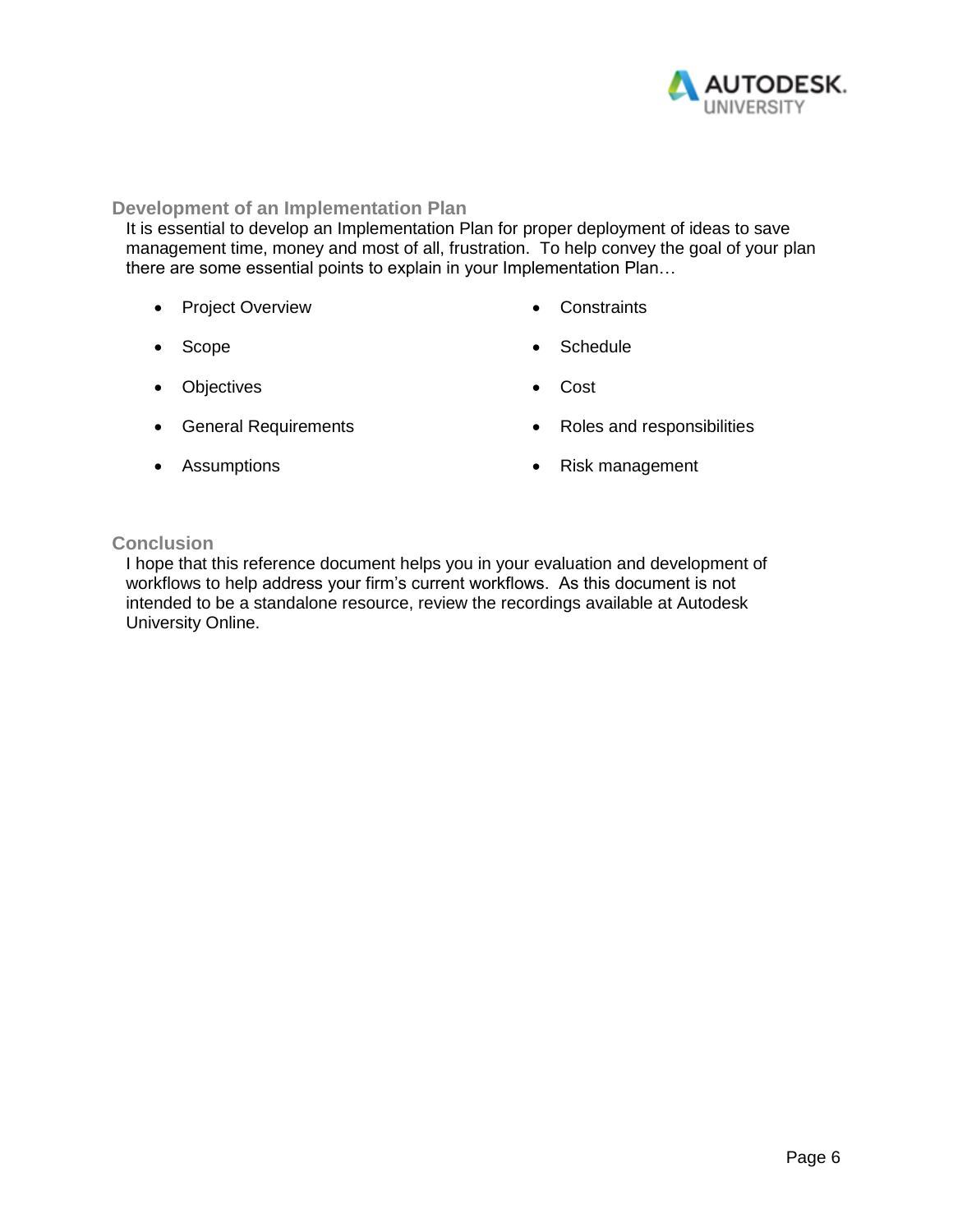## Development of an Implementation Plan

It is essential to develop an Implementation Plan for proper deployment of ideas to save management time, money and most of all, frustration. To help convey the goal of your plan there are some essential points to explain in your Implementation Plan…

- Project Overview
- Scope
- Objectives
- General Requirements
- Assumptions
- Constraints
- Schedule
- Cost
- Roles and responsibilities
- Risk management

## Conclusion

I hope that this reference document helps you in your evaluation and development of workflows to help address your firm's current workflows. As this document is not intended to be a standalone resource, review the recordings available at Autodesk University Online.